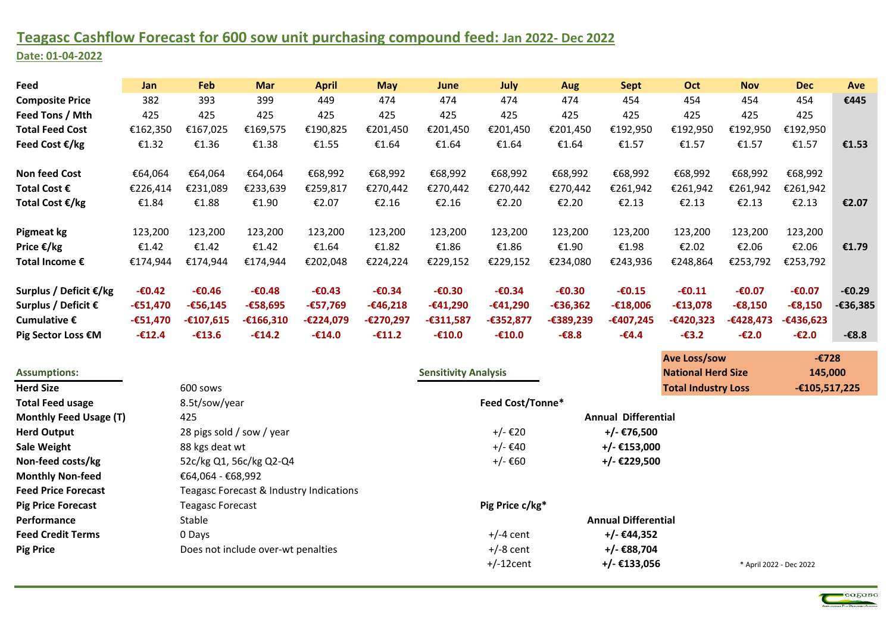# Teagasc Cashflow Forecast for 600 sow unit purchasing compound feed: Jan 2022- Dec 2022

**Date: 01-04-2022**

| Feed | Jan | Feb | Mar | April | May | June | July | Aug | Sept | Oct | Nov | Dec | Ave |
|---|---|---|---|---|---|---|---|---|---|---|---|---|---|
| **Composite Price** | 382 | 393 | 399 | 449 | 474 | 474 | 474 | 474 | 454 | 454 | 454 | 454 | **€445** |
| **Feed Tons / Mth** | 425 | 425 | 425 | 425 | 425 | 425 | 425 | 425 | 425 | 425 | 425 | 425 | |
| **Total Feed Cost** | €162,350 | €167,025 | €169,575 | €190,825 | €201,450 | €201,450 | €201,450 | €201,450 | €192,950 | €192,950 | €192,950 | €192,950 | |
| **Feed Cost €/kg** | €1.32 | €1.36 | €1.38 | €1.55 | €1.64 | €1.64 | €1.64 | €1.64 | €1.57 | €1.57 | €1.57 | €1.57 | **€1.53** |
| | | | | | | | | | | | | | |
| **Non feed Cost** | €64,064 | €64,064 | €64,064 | €68,992 | €68,992 | €68,992 | €68,992 | €68,992 | €68,992 | €68,992 | €68,992 | €68,992 | |
| **Total Cost €** | €226,414 | €231,089 | €233,639 | €259,817 | €270,442 | €270,442 | €270,442 | €270,442 | €261,942 | €261,942 | €261,942 | €261,942 | |
| **Total Cost €/kg** | €1.84 | €1.88 | €1.90 | €2.07 | €2.16 | €2.16 | €2.20 | €2.20 | €2.13 | €2.13 | €2.13 | €2.13 | **€2.07** |
| | | | | | | | | | | | | | |
| **Pigmeat kg** | 123,200 | 123,200 | 123,200 | 123,200 | 123,200 | 123,200 | 123,200 | 123,200 | 123,200 | 123,200 | 123,200 | 123,200 | |
| **Price €/kg** | €1.42 | €1.42 | €1.42 | €1.64 | €1.82 | €1.86 | €1.86 | €1.90 | €1.98 | €2.02 | €2.06 | €2.06 | **€1.79** |
| **Total Income €** | €174,944 | €174,944 | €174,944 | €202,048 | €224,224 | €229,152 | €229,152 | €234,080 | €243,936 | €248,864 | €253,792 | €253,792 | |
| | | | | | | | | | | | | | |
| **Surplus / Deficit €/kg** | **-€0.42** | **-€0.46** | **-€0.48** | **-€0.43** | **-€0.34** | **-€0.30** | **-€0.34** | **-€0.30** | **-€0.15** | **-€0.11** | **-€0.07** | **-€0.07** | **-€0.29** |
| **Surplus / Deficit €** | **-€51,470** | **-€56,145** | **-€58,695** | **-€57,769** | **-€46,218** | **-€41,290** | **-€41,290** | **-€36,362** | **-€18,006** | **-€13,078** | **-€8,150** | **-€8,150** | **-€36,385** |
| **Cumulative €** | **-€51,470** | **-€107,615** | **-€166,310** | **-€224,079** | **-€270,297** | **-€311,587** | **-€352,877** | **-€389,239** | **-€407,245** | **-€420,323** | **-€428,473** | **-€436,623** | |
| **Pig Sector Loss €M** | **-€12.4** | **-€13.6** | **-€14.2** | **-€14.0** | **-€11.2** | **-€10.0** | **-€10.0** | **-€8.8** | **-€4.4** | **-€3.2** | **-€2.0** | **-€2.0** | **-€8.8** |

| | |
|---|---|
| **Ave Loss/sow** | **-€728** |
| **National Herd Size** | **145,000** |
| **Total Industry Loss** | **-€105,517,225** |

**Assumptions:**

| | |
|---|---|
| **Herd Size** | 600 sows |
| **Total Feed usage** | 8.5t/sow/year |
| **Monthly Feed Usage (T)** | 425 |
| **Herd Output** | 28 pigs sold / sow / year |
| **Sale Weight** | 88 kgs deat wt |
| **Non-feed costs/kg** | 52c/kg Q1, 56c/kg Q2-Q4 |
| **Monthly Non-feed** | €64,064 - €68,992 |
| **Feed Price Forecast** | Teagasc Forecast & Industry Indications |
| **Pig Price Forecast** | Teagasc Forecast |
| **Performance** | Stable |
| **Feed Credit Terms** | 0 Days |
| **Pig Price** | Does not include over-wt penalties |

**Sensitivity Analysis**

| **Feed Cost/Tonne*** | **Annual Differential** |
|---|---|
| +/- €20 | **+/- €76,500** |
| +/- €40 | **+/- €153,000** |
| +/- €60 | **+/- €229,500** |

| **Pig Price c/kg*** | **Annual Differential** |
|---|---|
| +/-4 cent | **+/- €44,352** |
| +/-8 cent | **+/- €88,704** |
| +/-12cent | **+/- €133,056** |

\* April 2022 - Dec 2022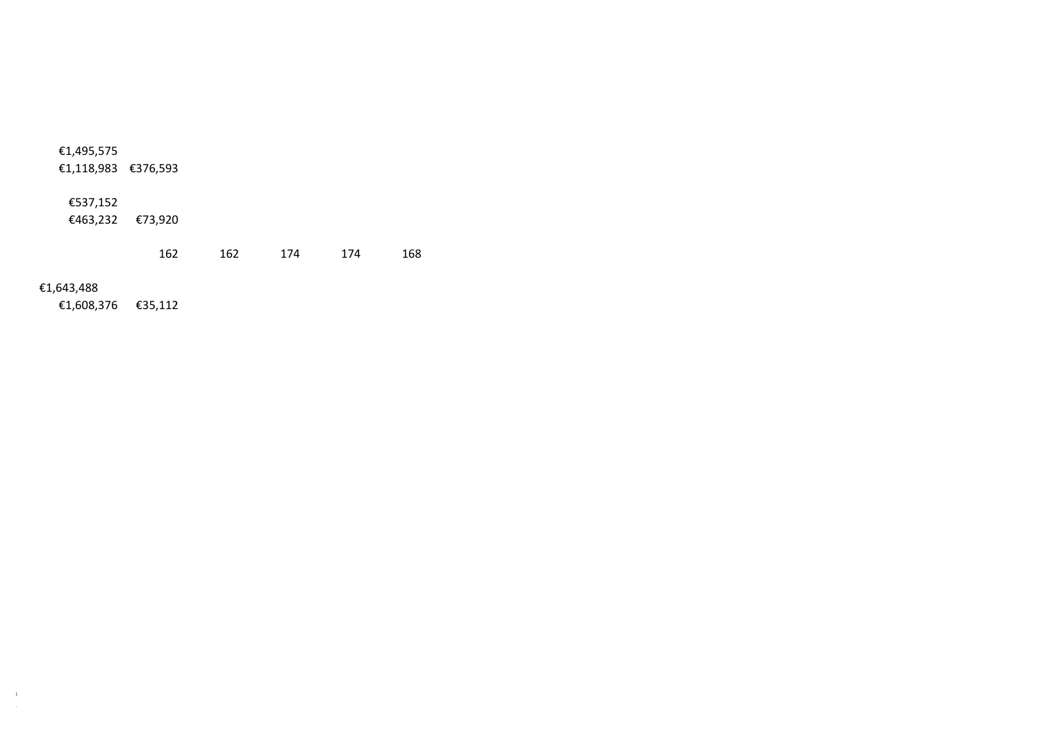| | | | | | |
|---|---|---|---|---|---|
| €1,495,575 | | | | | |
| €1,118,983 | €376,593 | | | | |
| | | | | | |
| €537,152 | | | | | |
| €463,232 | €73,920 | | | | |
| | | | | | |
| | 162 | 162 | 174 | 174 | 168 |
| | | | | | |
| €1,643,488 | | | | | |
| €1,608,376 | €35,112 | | | | |